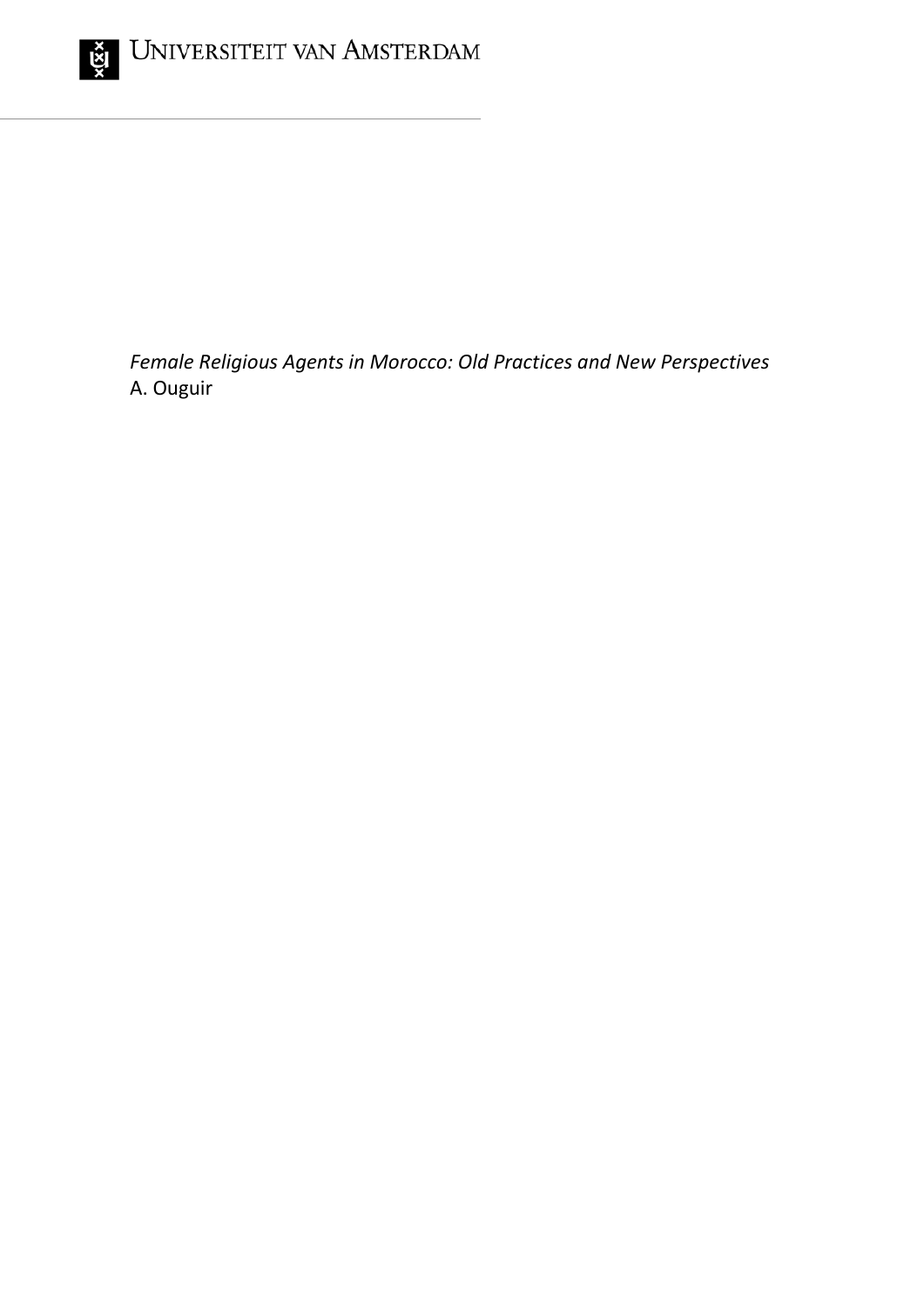Universiteit van Amsterdam

*Female Religious Agents in Morocco: Old Practices and New Perspectives*
A. Ouguir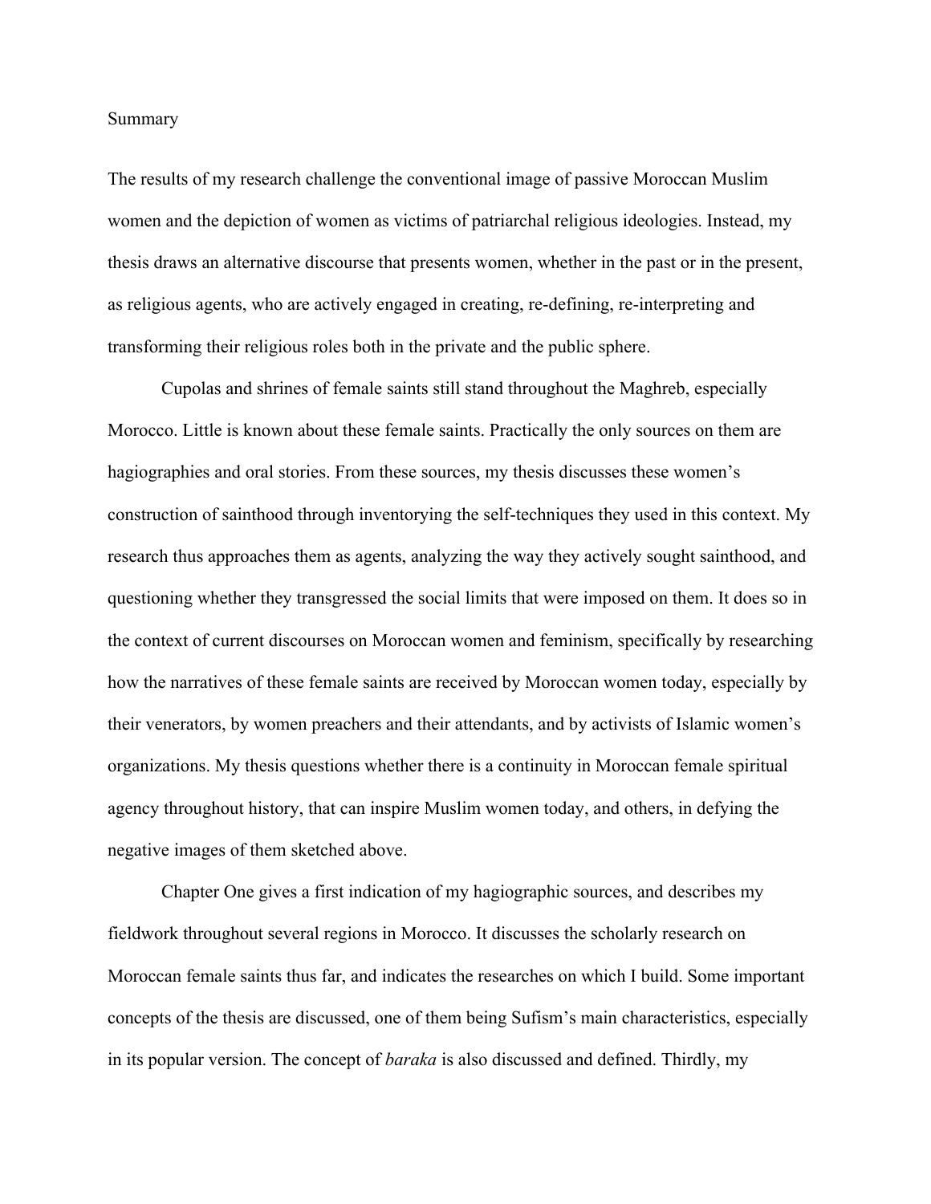# Summary

The results of my research challenge the conventional image of passive Moroccan Muslim women and the depiction of women as victims of patriarchal religious ideologies. Instead, my thesis draws an alternative discourse that presents women, whether in the past or in the present, as religious agents, who are actively engaged in creating, re-defining, re-interpreting and transforming their religious roles both in the private and the public sphere.

Cupolas and shrines of female saints still stand throughout the Maghreb, especially Morocco. Little is known about these female saints. Practically the only sources on them are hagiographies and oral stories. From these sources, my thesis discusses these women's construction of sainthood through inventorying the self-techniques they used in this context. My research thus approaches them as agents, analyzing the way they actively sought sainthood, and questioning whether they transgressed the social limits that were imposed on them. It does so in the context of current discourses on Moroccan women and feminism, specifically by researching how the narratives of these female saints are received by Moroccan women today, especially by their venerators, by women preachers and their attendants, and by activists of Islamic women's organizations. My thesis questions whether there is a continuity in Moroccan female spiritual agency throughout history, that can inspire Muslim women today, and others, in defying the negative images of them sketched above.

Chapter One gives a first indication of my hagiographic sources, and describes my fieldwork throughout several regions in Morocco. It discusses the scholarly research on Moroccan female saints thus far, and indicates the researches on which I build. Some important concepts of the thesis are discussed, one of them being Sufism's main characteristics, especially in its popular version. The concept of *baraka* is also discussed and defined. Thirdly, my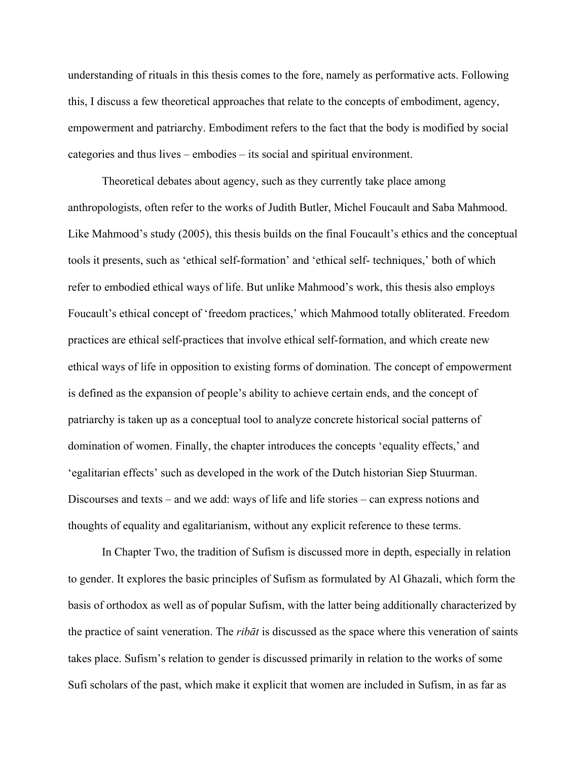understanding of rituals in this thesis comes to the fore, namely as performative acts. Following this, I discuss a few theoretical approaches that relate to the concepts of embodiment, agency, empowerment and patriarchy. Embodiment refers to the fact that the body is modified by social categories and thus lives – embodies – its social and spiritual environment.

Theoretical debates about agency, such as they currently take place among anthropologists, often refer to the works of Judith Butler, Michel Foucault and Saba Mahmood. Like Mahmood's study (2005), this thesis builds on the final Foucault's ethics and the conceptual tools it presents, such as 'ethical self-formation' and 'ethical self- techniques,' both of which refer to embodied ethical ways of life. But unlike Mahmood's work, this thesis also employs Foucault's ethical concept of 'freedom practices,' which Mahmood totally obliterated. Freedom practices are ethical self-practices that involve ethical self-formation, and which create new ethical ways of life in opposition to existing forms of domination. The concept of empowerment is defined as the expansion of people's ability to achieve certain ends, and the concept of patriarchy is taken up as a conceptual tool to analyze concrete historical social patterns of domination of women. Finally, the chapter introduces the concepts 'equality effects,' and 'egalitarian effects' such as developed in the work of the Dutch historian Siep Stuurman. Discourses and texts – and we add: ways of life and life stories – can express notions and thoughts of equality and egalitarianism, without any explicit reference to these terms.

In Chapter Two, the tradition of Sufism is discussed more in depth, especially in relation to gender. It explores the basic principles of Sufism as formulated by Al Ghazali, which form the basis of orthodox as well as of popular Sufism, with the latter being additionally characterized by the practice of saint veneration. The *ribāt* is discussed as the space where this veneration of saints takes place. Sufism's relation to gender is discussed primarily in relation to the works of some Sufi scholars of the past, which make it explicit that women are included in Sufism, in as far as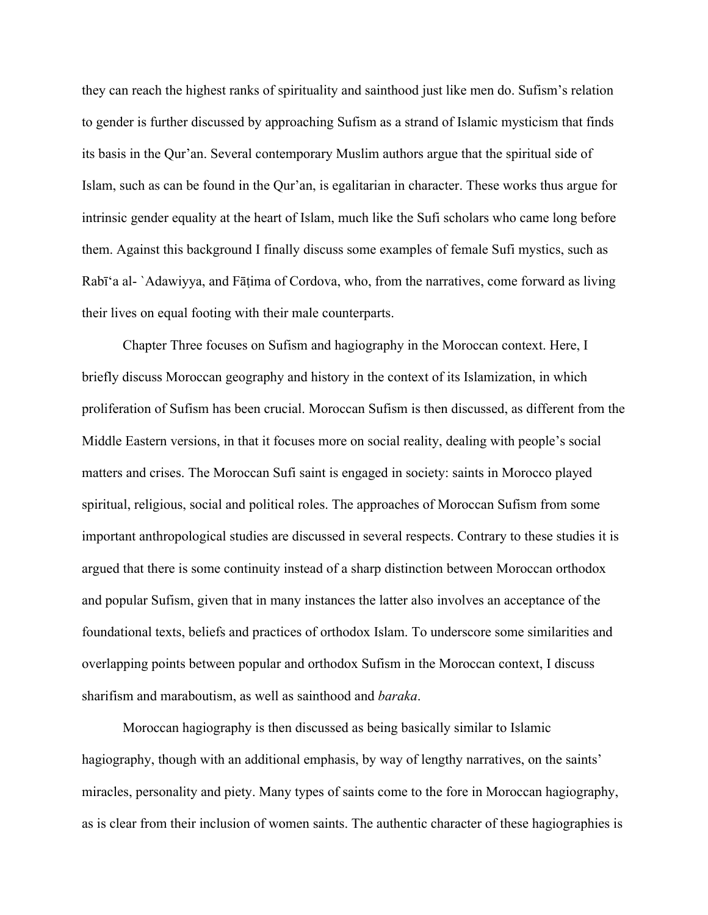they can reach the highest ranks of spirituality and sainthood just like men do. Sufism's relation to gender is further discussed by approaching Sufism as a strand of Islamic mysticism that finds its basis in the Qur'an. Several contemporary Muslim authors argue that the spiritual side of Islam, such as can be found in the Qur'an, is egalitarian in character. These works thus argue for intrinsic gender equality at the heart of Islam, much like the Sufi scholars who came long before them. Against this background I finally discuss some examples of female Sufi mystics, such as Rabī'a al- `Adawiyya, and Fāṭima of Cordova, who, from the narratives, come forward as living their lives on equal footing with their male counterparts.

Chapter Three focuses on Sufism and hagiography in the Moroccan context. Here, I briefly discuss Moroccan geography and history in the context of its Islamization, in which proliferation of Sufism has been crucial. Moroccan Sufism is then discussed, as different from the Middle Eastern versions, in that it focuses more on social reality, dealing with people's social matters and crises. The Moroccan Sufi saint is engaged in society: saints in Morocco played spiritual, religious, social and political roles. The approaches of Moroccan Sufism from some important anthropological studies are discussed in several respects. Contrary to these studies it is argued that there is some continuity instead of a sharp distinction between Moroccan orthodox and popular Sufism, given that in many instances the latter also involves an acceptance of the foundational texts, beliefs and practices of orthodox Islam. To underscore some similarities and overlapping points between popular and orthodox Sufism in the Moroccan context, I discuss sharifism and maraboutism, as well as sainthood and *baraka*.

Moroccan hagiography is then discussed as being basically similar to Islamic hagiography, though with an additional emphasis, by way of lengthy narratives, on the saints' miracles, personality and piety. Many types of saints come to the fore in Moroccan hagiography, as is clear from their inclusion of women saints. The authentic character of these hagiographies is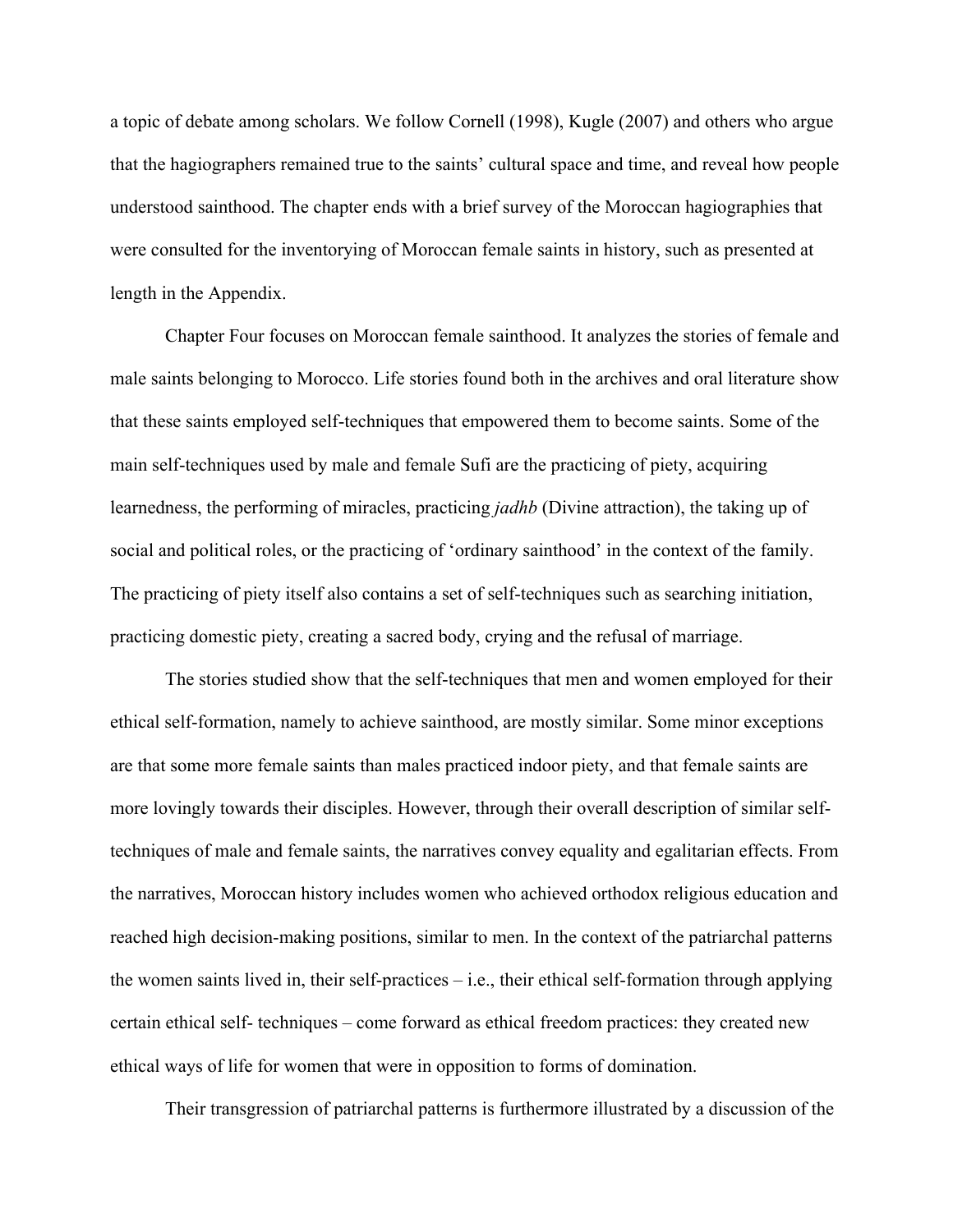a topic of debate among scholars. We follow Cornell (1998), Kugle (2007) and others who argue that the hagiographers remained true to the saints' cultural space and time, and reveal how people understood sainthood. The chapter ends with a brief survey of the Moroccan hagiographies that were consulted for the inventorying of Moroccan female saints in history, such as presented at length in the Appendix.

Chapter Four focuses on Moroccan female sainthood. It analyzes the stories of female and male saints belonging to Morocco. Life stories found both in the archives and oral literature show that these saints employed self-techniques that empowered them to become saints. Some of the main self-techniques used by male and female Sufi are the practicing of piety, acquiring learnedness, the performing of miracles, practicing *jadhb* (Divine attraction), the taking up of social and political roles, or the practicing of 'ordinary sainthood' in the context of the family. The practicing of piety itself also contains a set of self-techniques such as searching initiation, practicing domestic piety, creating a sacred body, crying and the refusal of marriage.

The stories studied show that the self-techniques that men and women employed for their ethical self-formation, namely to achieve sainthood, are mostly similar. Some minor exceptions are that some more female saints than males practiced indoor piety, and that female saints are more lovingly towards their disciples. However, through their overall description of similar self-techniques of male and female saints, the narratives convey equality and egalitarian effects. From the narratives, Moroccan history includes women who achieved orthodox religious education and reached high decision-making positions, similar to men. In the context of the patriarchal patterns the women saints lived in, their self-practices – i.e., their ethical self-formation through applying certain ethical self- techniques – come forward as ethical freedom practices: they created new ethical ways of life for women that were in opposition to forms of domination.

Their transgression of patriarchal patterns is furthermore illustrated by a discussion of the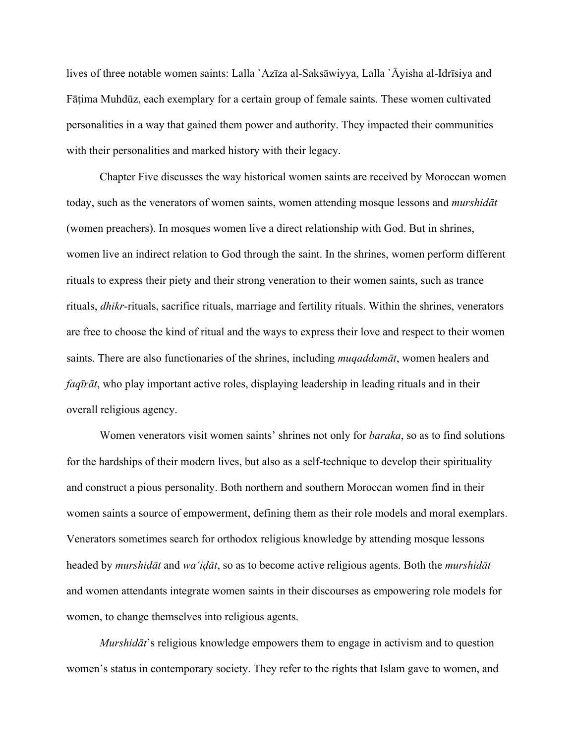lives of three notable women saints: Lalla `Azīza al-Saksāwiyya, Lalla `Āyisha al-Idrīsiya and Fāṭima Muhdūz, each exemplary for a certain group of female saints. These women cultivated personalities in a way that gained them power and authority. They impacted their communities with their personalities and marked history with their legacy.

Chapter Five discusses the way historical women saints are received by Moroccan women today, such as the venerators of women saints, women attending mosque lessons and *murshidāt* (women preachers). In mosques women live a direct relationship with God. But in shrines, women live an indirect relation to God through the saint. In the shrines, women perform different rituals to express their piety and their strong veneration to their women saints, such as trance rituals, *dhikr*-rituals, sacrifice rituals, marriage and fertility rituals. Within the shrines, venerators are free to choose the kind of ritual and the ways to express their love and respect to their women saints. There are also functionaries of the shrines, including *muqaddamāt*, women healers and *faqīrāt*, who play important active roles, displaying leadership in leading rituals and in their overall religious agency.

Women venerators visit women saints' shrines not only for *baraka*, so as to find solutions for the hardships of their modern lives, but also as a self-technique to develop their spirituality and construct a pious personality. Both northern and southern Moroccan women find in their women saints a source of empowerment, defining them as their role models and moral exemplars. Venerators sometimes search for orthodox religious knowledge by attending mosque lessons headed by *murshidāt* and *wa'iḍāt*, so as to become active religious agents. Both the *murshidāt* and women attendants integrate women saints in their discourses as empowering role models for women, to change themselves into religious agents.

*Murshidāt*'s religious knowledge empowers them to engage in activism and to question women's status in contemporary society. They refer to the rights that Islam gave to women, and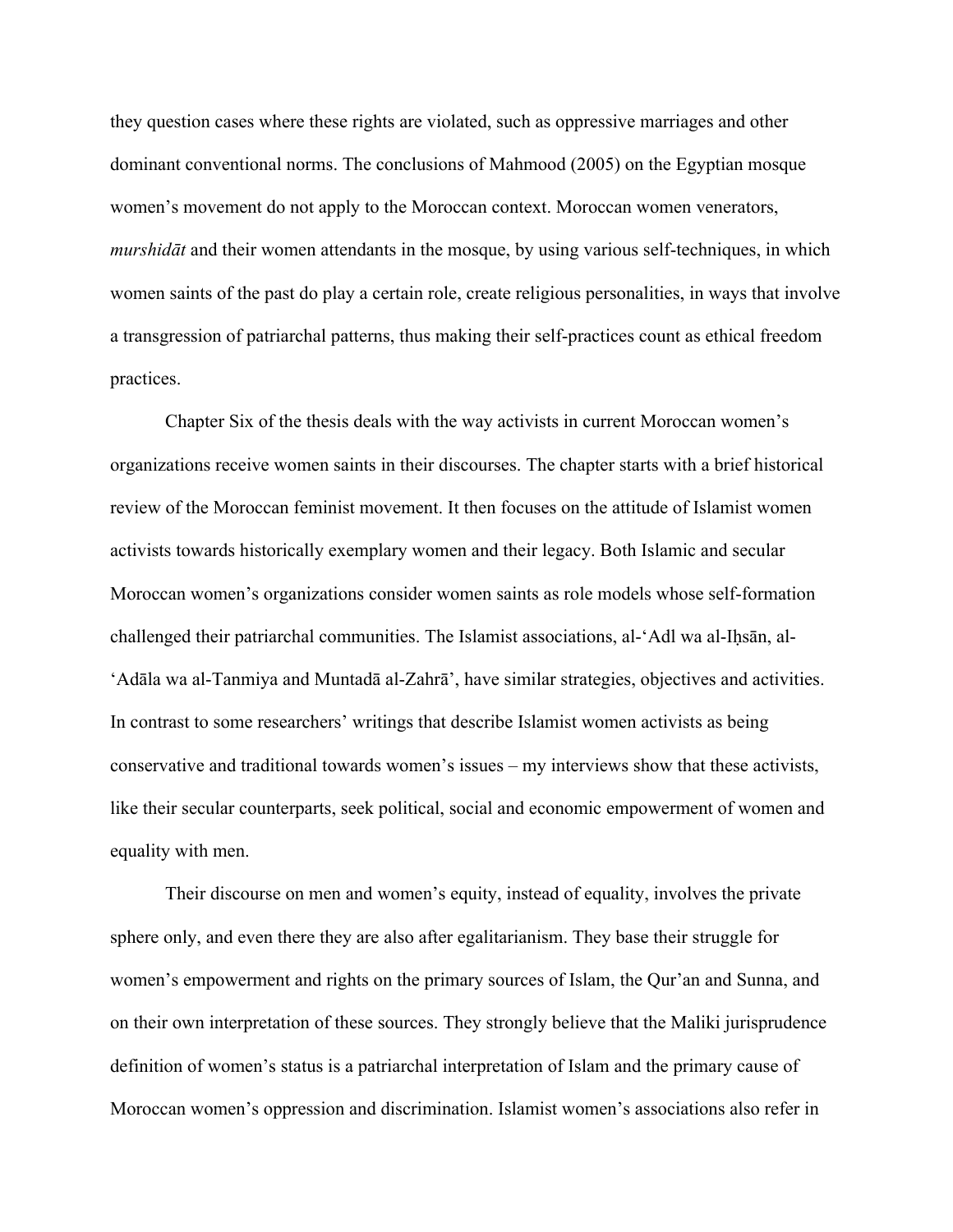they question cases where these rights are violated, such as oppressive marriages and other dominant conventional norms. The conclusions of Mahmood (2005) on the Egyptian mosque women's movement do not apply to the Moroccan context. Moroccan women venerators, *murshidāt* and their women attendants in the mosque, by using various self-techniques, in which women saints of the past do play a certain role, create religious personalities, in ways that involve a transgression of patriarchal patterns, thus making their self-practices count as ethical freedom practices.

Chapter Six of the thesis deals with the way activists in current Moroccan women's organizations receive women saints in their discourses. The chapter starts with a brief historical review of the Moroccan feminist movement. It then focuses on the attitude of Islamist women activists towards historically exemplary women and their legacy. Both Islamic and secular Moroccan women's organizations consider women saints as role models whose self-formation challenged their patriarchal communities. The Islamist associations, al-'Adl wa al-Iḥsān, al-'Adāla wa al-Tanmiya and Muntadā al-Zahrā', have similar strategies, objectives and activities. In contrast to some researchers' writings that describe Islamist women activists as being conservative and traditional towards women's issues – my interviews show that these activists, like their secular counterparts, seek political, social and economic empowerment of women and equality with men.

Their discourse on men and women's equity, instead of equality, involves the private sphere only, and even there they are also after egalitarianism. They base their struggle for women's empowerment and rights on the primary sources of Islam, the Qur'an and Sunna, and on their own interpretation of these sources. They strongly believe that the Maliki jurisprudence definition of women's status is a patriarchal interpretation of Islam and the primary cause of Moroccan women's oppression and discrimination. Islamist women's associations also refer in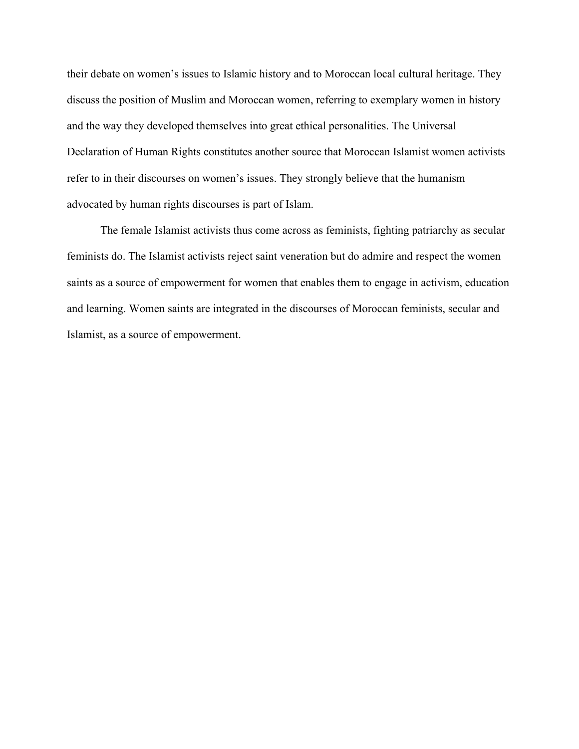their debate on women's issues to Islamic history and to Moroccan local cultural heritage. They discuss the position of Muslim and Moroccan women, referring to exemplary women in history and the way they developed themselves into great ethical personalities. The Universal Declaration of Human Rights constitutes another source that Moroccan Islamist women activists refer to in their discourses on women's issues. They strongly believe that the humanism advocated by human rights discourses is part of Islam.

The female Islamist activists thus come across as feminists, fighting patriarchy as secular feminists do. The Islamist activists reject saint veneration but do admire and respect the women saints as a source of empowerment for women that enables them to engage in activism, education and learning. Women saints are integrated in the discourses of Moroccan feminists, secular and Islamist, as a source of empowerment.